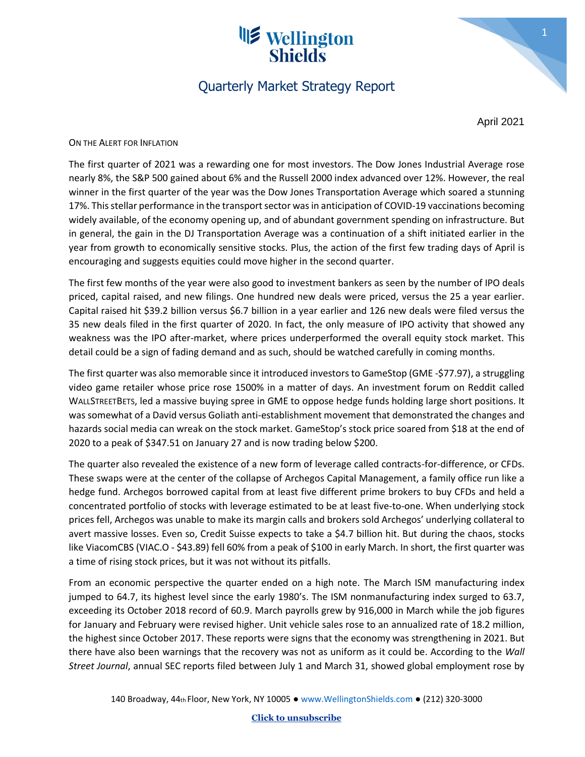# Wellington Shields

## Quarterly Market Strategy Report

April 2021

ON THE ALERT FOR INFLATION

The first quarter of 2021 was a rewarding one for most investors. The Dow Jones Industrial Average rose nearly 8%, the S&P 500 gained about 6% and the Russell 2000 index advanced over 12%. However, the real winner in the first quarter of the year was the Dow Jones Transportation Average which soared a stunning 17%. This stellar performance in the transport sector was in anticipation of COVID-19 vaccinations becoming widely available, of the economy opening up, and of abundant government spending on infrastructure. But in general, the gain in the DJ Transportation Average was a continuation of a shift initiated earlier in the year from growth to economically sensitive stocks. Plus, the action of the first few trading days of April is encouraging and suggests equities could move higher in the second quarter.

The first few months of the year were also good to investment bankers as seen by the number of IPO deals priced, capital raised, and new filings. One hundred new deals were priced, versus the 25 a year earlier. Capital raised hit $39.2 billion versus $6.7 billion in a year earlier and 126 new deals were filed versus the 35 new deals filed in the first quarter of 2020. In fact, the only measure of IPO activity that showed any weakness was the IPO after-market, where prices underperformed the overall equity stock market. This detail could be a sign of fading demand and as such, should be watched carefully in coming months.

The first quarter was also memorable since it introduced investors to GameStop (GME -$77.97), a struggling video game retailer whose price rose 1500% in a matter of days. An investment forum on Reddit called WALLSTREETBETS, led a massive buying spree in GME to oppose hedge funds holding large short positions. It was somewhat of a David versus Goliath anti-establishment movement that demonstrated the changes and hazards social media can wreak on the stock market. GameStop's stock price soared from $18 at the end of 2020 to a peak of $347.51 on January 27 and is now trading below $200.

The quarter also revealed the existence of a new form of leverage called contracts-for-difference, or CFDs. These swaps were at the center of the collapse of Archegos Capital Management, a family office run like a hedge fund. Archegos borrowed capital from at least five different prime brokers to buy CFDs and held a concentrated portfolio of stocks with leverage estimated to be at least five-to-one. When underlying stock prices fell, Archegos was unable to make its margin calls and brokers sold Archegos' underlying collateral to avert massive losses. Even so, Credit Suisse expects to take a $4.7 billion hit. But during the chaos, stocks like ViacomCBS (VIAC.O - $43.89) fell 60% from a peak of $100 in early March. In short, the first quarter was a time of rising stock prices, but it was not without its pitfalls.

From an economic perspective the quarter ended on a high note. The March ISM manufacturing index jumped to 64.7, its highest level since the early 1980's. The ISM nonmanufacturing index surged to 63.7, exceeding its October 2018 record of 60.9. March payrolls grew by 916,000 in March while the job figures for January and February were revised higher. Unit vehicle sales rose to an annualized rate of 18.2 million, the highest since October 2017. These reports were signs that the economy was strengthening in 2021. But there have also been warnings that the recovery was not as uniform as it could be. According to the *Wall Street Journal*, annual SEC reports filed between July 1 and March 31, showed global employment rose by

140 Broadway, 44th Floor, New York, NY 10005 ● www.WellingtonShields.com ● (212) 320-3000

**Click to unsubscribe**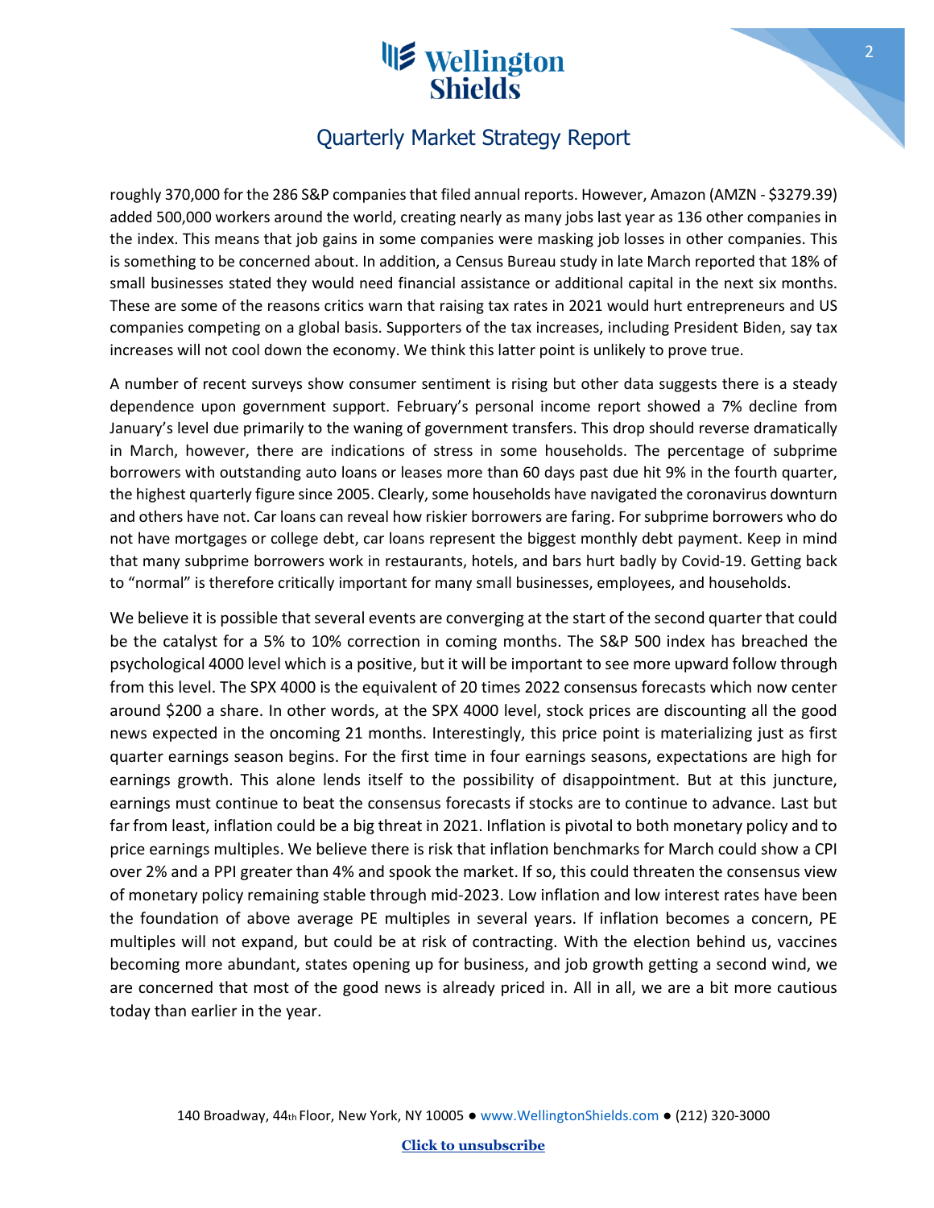roughly 370,000 for the 286 S&P companies that filed annual reports. However, Amazon (AMZN - $3279.39) added 500,000 workers around the world, creating nearly as many jobs last year as 136 other companies in the index. This means that job gains in some companies were masking job losses in other companies. This is something to be concerned about. In addition, a Census Bureau study in late March reported that 18% of small businesses stated they would need financial assistance or additional capital in the next six months. These are some of the reasons critics warn that raising tax rates in 2021 would hurt entrepreneurs and US companies competing on a global basis. Supporters of the tax increases, including President Biden, say tax increases will not cool down the economy. We think this latter point is unlikely to prove true.

A number of recent surveys show consumer sentiment is rising but other data suggests there is a steady dependence upon government support. February's personal income report showed a 7% decline from January's level due primarily to the waning of government transfers. This drop should reverse dramatically in March, however, there are indications of stress in some households. The percentage of subprime borrowers with outstanding auto loans or leases more than 60 days past due hit 9% in the fourth quarter, the highest quarterly figure since 2005. Clearly, some households have navigated the coronavirus downturn and others have not. Car loans can reveal how riskier borrowers are faring. For subprime borrowers who do not have mortgages or college debt, car loans represent the biggest monthly debt payment. Keep in mind that many subprime borrowers work in restaurants, hotels, and bars hurt badly by Covid-19. Getting back to "normal" is therefore critically important for many small businesses, employees, and households.

We believe it is possible that several events are converging at the start of the second quarter that could be the catalyst for a 5% to 10% correction in coming months. The S&P 500 index has breached the psychological 4000 level which is a positive, but it will be important to see more upward follow through from this level. The SPX 4000 is the equivalent of 20 times 2022 consensus forecasts which now center around $200 a share. In other words, at the SPX 4000 level, stock prices are discounting all the good news expected in the oncoming 21 months. Interestingly, this price point is materializing just as first quarter earnings season begins. For the first time in four earnings seasons, expectations are high for earnings growth. This alone lends itself to the possibility of disappointment. But at this juncture, earnings must continue to beat the consensus forecasts if stocks are to continue to advance. Last but far from least, inflation could be a big threat in 2021. Inflation is pivotal to both monetary policy and to price earnings multiples. We believe there is risk that inflation benchmarks for March could show a CPI over 2% and a PPI greater than 4% and spook the market. If so, this could threaten the consensus view of monetary policy remaining stable through mid-2023. Low inflation and low interest rates have been the foundation of above average PE multiples in several years. If inflation becomes a concern, PE multiples will not expand, but could be at risk of contracting. With the election behind us, vaccines becoming more abundant, states opening up for business, and job growth getting a second wind, we are concerned that most of the good news is already priced in. All in all, we are a bit more cautious today than earlier in the year.